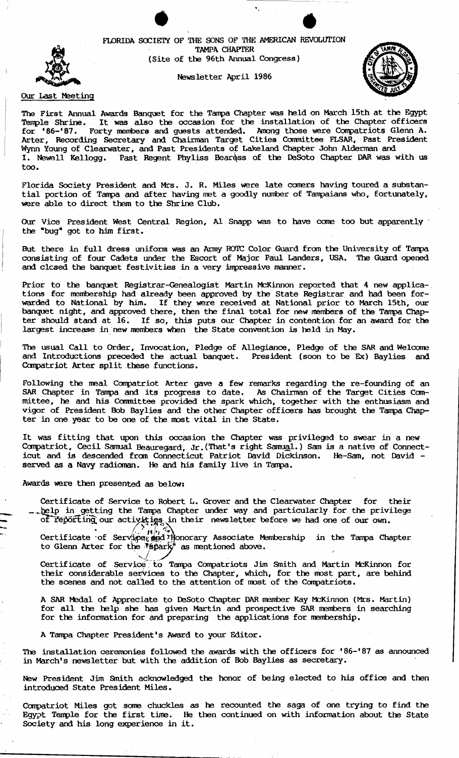FLORIDA SOCIETY OF THE SONS OF THE AMERICAN REVOLUTION
TAMPA CHAPTER
(Site of the 96th Annual Congress)

Newsletter April 1986

## Our Last Meeting

The First Annual Awards Banquet for the Tampa Chapter was held on March 15th at the Egypt Temple Shrine. It was also the occasion for the installation of the Chapter officers for '86-'87. Forty members and guests attended. Among those were Compatriots Glenn A. Arter, Recording Secretary and Chairman Target Cities Committee FLSAR, Past President Wynn Young of Clearwater, and Past Presidents of Lakeland Chapter John Alderman and I. Newell Kellogg. Past Regent Phyliss Bearss of the DeSoto Chapter DAR was with us too.

Florida Society President and Mrs. J. R. Miles were late comers having toured a substantial portion of Tampa and after having met a goodly number of Tampaians who, fortunately, were able to direct them to the Shrine Club.

Our Vice President West Central Region, Al Snapp was to have come too but apparently the "bug" got to him first.

But there in full dress uniform was an Army ROTC Color Guard from the University of Tampa consisting of four Cadets under the Escort of Major Paul Landers, USA. The Guard opened and closed the banquet festivities in a very impressive manner.

Prior to the banquet Registrar-Genealogist Martin McKinnon reported that 4 new applications for membership had already been approved by the State Registrar and had been forwarded to National by him. If they were received at National prior to March 15th, our banquet night, and approved there, then the final total for new members of the Tampa Chapter should stand at 16. If so, this puts our Chapter in contention for an award for the largest increase in new members when the State convention is held in May.

The usual Call to Order, Invocation, Pledge of Allegiance, Pledge of the SAR and Welcome and Introductions preceded the actual banquet. President (soon to be Ex) Baylies and Compatriot Arter split these functions.

Following the meal Compatriot Arter gave a few remarks regarding the re-founding of an SAR Chapter in Tampa and its progress to date. As Chairman of the Target Cities Committee, he and his Committee provided the spark which, together with the enthusiasm and vigor of President Bob Baylies and the other Chapter officers has brought the Tampa Chapter in one year to be one of the most vital in the State.

It was fitting that upon this occasion the Chapter was privileged to swear in a new Compatriot, Cecil Samual Beauregard, Jr.(That's right Samual.) Sam is a native of Connecticut and is descended from Connecticut Patriot David Dickinson. He-Sam, not David - served as a Navy radioman. He and his family live in Tampa.

Awards were then presented as below:

Certificate of Service to Robert L. Grover and the Clearwater Chapter for their help in getting the Tampa Chapter under way and particularly for the privilege of reporting our activities in their newsletter before we had one of our own.

Certificate of Service and Honorary Associate Membership in the Tampa Chapter to Glenn Arter for the "spark" as mentioned above.

Certificate of Service to Tampa Compatriots Jim Smith and Martin McKinnon for their considerable services to the Chapter, which, for the most part, are behind the scenes and not called to the attention of most of the Compatriots.

A SAR Medal of Appreciate to DeSoto Chapter DAR member Kay McKinnon (Mrs. Martin) for all the help she has given Martin and prospective SAR members in searching for the information for and preparing the applications for membership.

A Tampa Chapter President's Award to your Editor.

The installation ceremonies followed the awards with the officers for '86-'87 as announced in March's newsletter but with the addition of Bob Baylies as secretary.

New President Jim Smith acknowledged the honor of being elected to his office and then introduced State President Miles.

Compatriot Miles got some chuckles as he recounted the saga of one trying to find the Egypt Temple for the first time. He then continued on with information about the State Society and his long experience in it.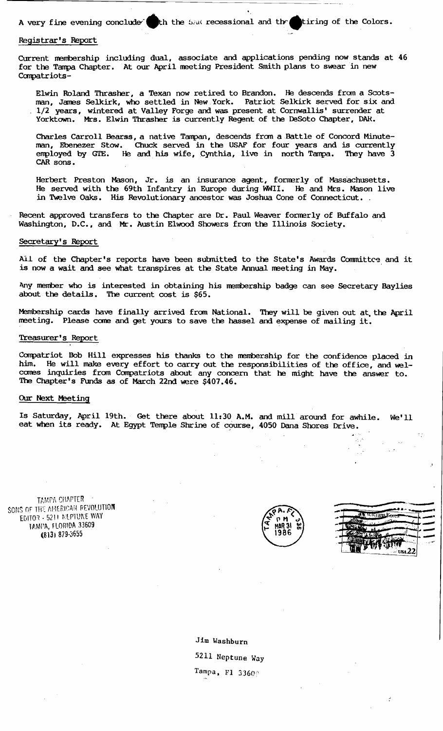A very fine evening concluded with the SAR recessional and the retiring of the Colors.

## Registrar's Report

Current membership including dual, associate and applications pending now stands at 46 for the Tampa Chapter. At our April meeting President Smith plans to swear in new Compatriots-

Elwin Roland Thrasher, a Texan now retired to Brandon. He descends from a Scotsman, James Selkirk, who settled in New York. Patriot Selkirk served for six and 1/2 years, wintered at Valley Forge and was present at Cornwallis' surrender at Yorktown. Mrs. Elwin Thrasher is currently Regent of the DeSoto Chapter, DAR.

Charles Carroll Bearss, a native Tampan, descends from a Battle of Concord Minuteman, Ebenezer Stow. Chuck served in the USAF for four years and is currently employed by GTE. He and his wife, Cynthia, live in north Tampa. They have 3 CAR sons.

Herbert Preston Mason, Jr. is an insurance agent, formerly of Massachusetts. He served with the 69th Infantry in Europe during WWII. He and Mrs. Mason live in Twelve Oaks. His Revolutionary ancestor was Joshua Cone of Connecticut.

Recent approved transfers to the Chapter are Dr. Paul Weaver formerly of Buffalo and Washington, D.C., and Mr. Austin Elwood Showers from the Illinois Society.

## Secretary's Report

All of the Chapter's reports have been submitted to the State's Awards Committee and it is now a wait and see what transpires at the State Annual meeting in May.

Any member who is interested in obtaining his membership badge can see Secretary Baylies about the details. The current cost is $65.

Membership cards have finally arrived from National. They will be given out at the April meeting. Please come and get yours to save the hassel and expense of mailing it.

## Treasurer's Report

Compatriot Bob Hill expresses his thanks to the membership for the confidence placed in him. He will make every effort to carry out the responsibilities of the office, and welcomes inquiries from Compatriots about any concern that he might have the answer to. The Chapter's Funds as of March 22nd were $407.46.

## Our Next Meeting

Is Saturday, April 19th. Get there about 11:30 A.M. and mill around for awhile. We'll eat when its ready. At Egypt Temple Shrine of course, 4050 Dana Shores Drive.

TAMPA CHAPTER
SONS OF THE AMERICAN REVOLUTION
EDITOR - 5211 NEPTUNE WAY
TAMPA, FLORIDA 33609
(813) 879-3655

TAMPA, FL
P M
MAR 31
1986
336

Veterans Korea
USA 22

Jim Washburn
5211 Neptune Way
Tampa, Fl 33609